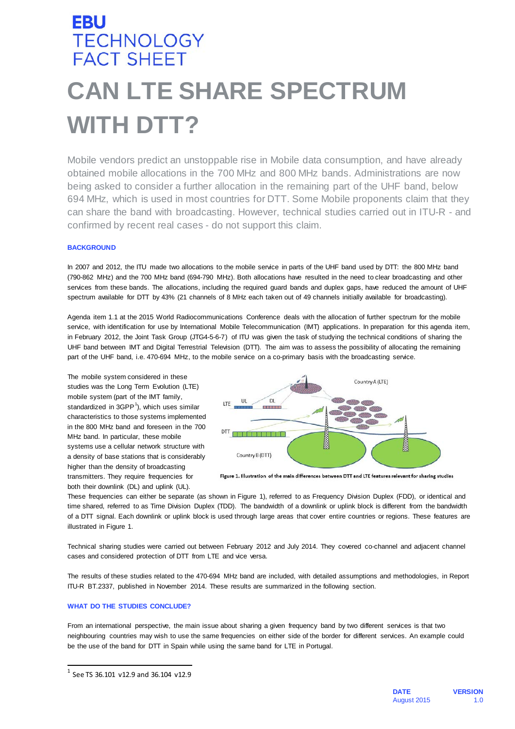# EBU TECHNOLOGY FACT SHEET

# CAN LTE SHARE SPECTRUM WITH DTT?

Mobile vendors predict an unstoppable rise in Mobile data consumption, and have already obtained mobile allocations in the 700 MHz and 800 MHz bands. Administrations are now being asked to consider a further allocation in the remaining part of the UHF band, below 694 MHz, which is used in most countries for DTT. Some Mobile proponents claim that they can share the band with broadcasting. However, technical studies carried out in ITU-R - and confirmed by recent real cases - do not support this claim.

## BACKGROUND

In 2007 and 2012, the ITU made two allocations to the mobile service in parts of the UHF band used by DTT: the 800 MHz band (790-862 MHz) and the 700 MHz band (694-790 MHz). Both allocations have resulted in the need to clear broadcasting and other services from these bands. The allocations, including the required guard bands and duplex gaps, have reduced the amount of UHF spectrum available for DTT by 43% (21 channels of 8 MHz each taken out of 49 channels initially available for broadcasting).

Agenda item 1.1 at the 2015 World Radiocommunications Conference deals with the allocation of further spectrum for the mobile service, with identification for use by International Mobile Telecommunication (IMT) applications. In preparation for this agenda item, in February 2012, the Joint Task Group (JTG4-5-6-7) of ITU was given the task of studying the technical conditions of sharing the UHF band between IMT and Digital Terrestrial Television (DTT). The aim was to assess the possibility of allocating the remaining part of the UHF band, i.e. 470-694 MHz, to the mobile service on a co-primary basis with the broadcasting service.

The mobile system considered in these studies was the Long Term Evolution (LTE) mobile system (part of the IMT family, standardized in 3GPP[1]), which uses similar characteristics to those systems implemented in the 800 MHz band and foreseen in the 700 MHz band. In particular, these mobile systems use a cellular network structure with a density of base stations that is considerably higher than the density of broadcasting transmitters. They require frequencies for both their downlink (DL) and uplink (UL).

Figure 1. Illustration of the main differences between DTT and LTE features relevant for sharing studies

These frequencies can either be separate (as shown in Figure 1), referred to as Frequency Division Duplex (FDD), or identical and time shared, referred to as Time Division Duplex (TDD). The bandwidth of a downlink or uplink block is different from the bandwidth of a DTT signal. Each downlink or uplink block is used through large areas that cover entire countries or regions. These features are illustrated in Figure 1.

Technical sharing studies were carried out between February 2012 and July 2014. They covered co-channel and adjacent channel cases and considered protection of DTT from LTE and vice versa.

The results of these studies related to the 470-694 MHz band are included, with detailed assumptions and methodologies, in Report ITU-R BT.2337, published in November 2014. These results are summarized in the following section.

## WHAT DO THE STUDIES CONCLUDE?

From an international perspective, the main issue about sharing a given frequency band by two different services is that two neighbouring countries may wish to use the same frequencies on either side of the border for different services. An example could be the use of the band for DTT in Spain while using the same band for LTE in Portugal.

---

[1] See TS 36.101 v12.9 and 36.104 v12.9

DATE: August 2015 | VERSION: 1.0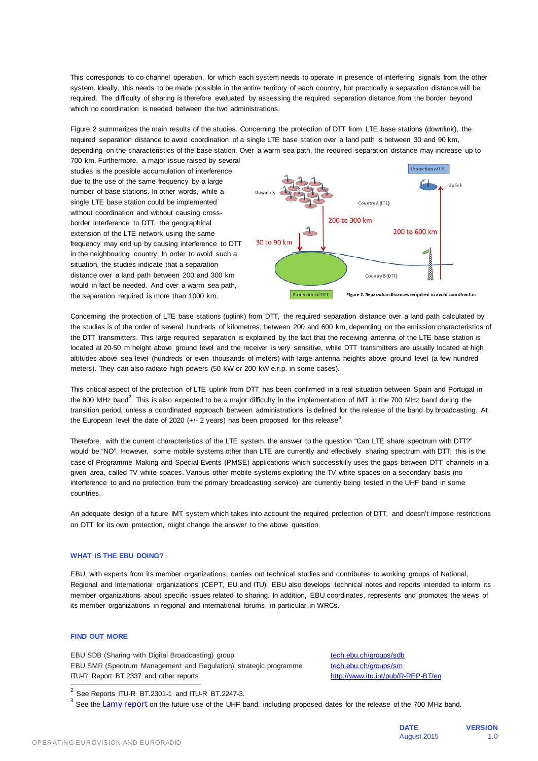This corresponds to co-channel operation, for which each system needs to operate in presence of interfering signals from the other system. Ideally, this needs to be made possible in the entire territory of each country, but practically a separation distance will be required. The difficulty of sharing is therefore evaluated by assessing the required separation distance from the border beyond which no coordination is needed between the two administrations.

Figure 2 summarizes the main results of the studies. Concerning the protection of DTT from LTE base stations (downlink), the required separation distance to avoid coordination of a single LTE base station over a land path is between 30 and 90 km, depending on the characteristics of the base station. Over a warm sea path, the required separation distance may increase up to 700 km. Furthermore, a major issue raised by several studies is the possible accumulation of interference due to the use of the same frequency by a large number of base stations. In other words, while a single LTE base station could be implemented without coordination and without causing cross-border interference to DTT, the geographical extension of the LTE network using the same frequency may end up by causing interference to DTT in the neighbouring country. In order to avoid such a situation, the studies indicate that a separation distance over a land path between 200 and 300 km would in fact be needed. And over a warm sea path, the separation required is more than 1000 km.

Protection of LTE

Uplink

Downlink

Country A (LTE)

200 to 300 km

200 to 600 km

30 to 90 km

Country B (DTT)

Protection of DTT

Figure 2. Separation distances rerquired to avoid coordination

Concerning the protection of LTE base stations (uplink) from DTT, the required separation distance over a land path calculated by the studies is of the order of several hundreds of kilometres, between 200 and 600 km, depending on the emission characteristics of the DTT transmitters. This large required separation is explained by the fact that the receiving antenna of the LTE base station is located at 20-50 m height above ground level and the receiver is very sensitive, while DTT transmitters are usually located at high altitudes above sea level (hundreds or even thousands of meters) with large antenna heights above ground level (a few hundred meters). They can also radiate high powers (50 kW or 200 kW e.r.p. in some cases).

This critical aspect of the protection of LTE uplink from DTT has been confirmed in a real situation between Spain and Portugal in the 800 MHz band[2]. This is also expected to be a major difficulty in the implementation of IMT in the 700 MHz band during the transition period, unless a coordinated approach between administrations is defined for the release of the band by broadcasting. At the European level the date of 2020 (+/- 2 years) has been proposed for this release[3].

Therefore, with the current characteristics of the LTE system, the answer to the question "Can LTE share spectrum with DTT?" would be "NO". However, some mobile systems other than LTE are currently and effectively sharing spectrum with DTT; this is the case of Programme Making and Special Events (PMSE) applications which successfully uses the gaps between DTT channels in a given area, called TV white spaces. Various other mobile systems exploiting the TV white spaces on a secondary basis (no interference to and no protection from the primary broadcasting service) are currently being tested in the UHF band in some countries.

An adequate design of a future IMT system which takes into account the required protection of DTT, and doesn't impose restrictions on DTT for its own protection, might change the answer to the above question.

## WHAT IS THE EBU DOING?

EBU, with experts from its member organizations, carries out technical studies and contributes to working groups of National, Regional and International organizations (CEPT, EU and ITU). EBU also develops technical notes and reports intended to inform its member organizations about specific issues related to sharing. In addition, EBU coordinates, represents and promotes the views of its member organizations in regional and international forums, in particular in WRCs.

## FIND OUT MORE

| | |
|---|---|
| EBU SDB (Sharing with Digital Broadcasting) group | tech.ebu.ch/groups/sdb |
| EBU SMR (Spectrum Management and Regulation) strategic programme | tech.ebu.ch/groups/sm |
| ITU-R Report BT.2337 and other reports | http://www.itu.int/pub/R-REP-BT/en |

[2] See Reports ITU-R BT.2301-1 and ITU-R BT.2247-3.

[3] See the Lamy report on the future use of the UHF band, including proposed dates for the release of the 700 MHz band.

DATE
August 2015

VERSION
1.0